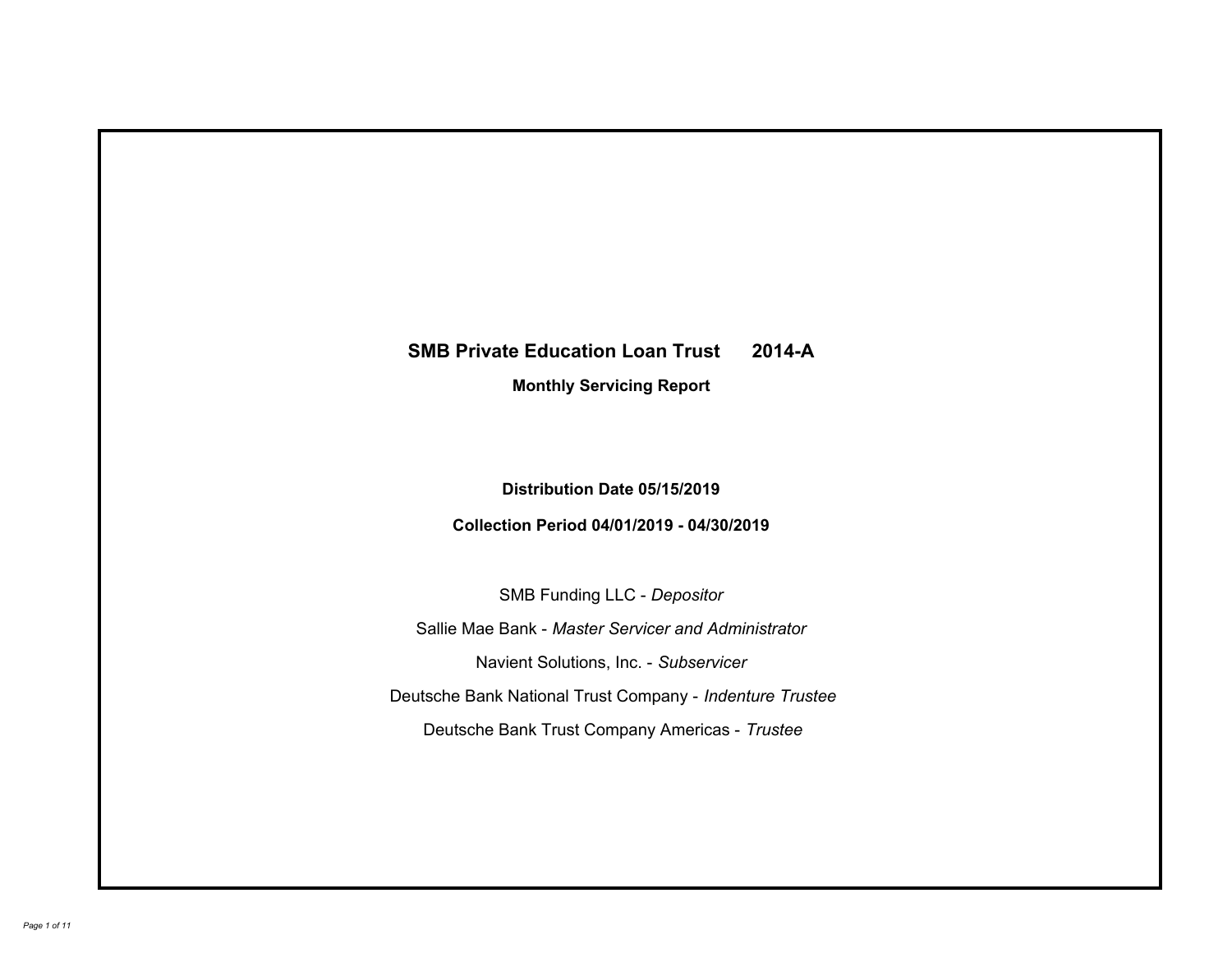# SMB Private Education Loan Trust 2014-A

## Monthly Servicing Report

**Distribution Date 05/15/2019**

**Collection Period 04/01/2019 - 04/30/2019**

SMB Funding LLC - *Depositor*

Sallie Mae Bank - *Master Servicer and Administrator*

Navient Solutions, Inc. - *Subservicer*

Deutsche Bank National Trust Company - *Indenture Trustee*

Deutsche Bank Trust Company Americas - *Trustee*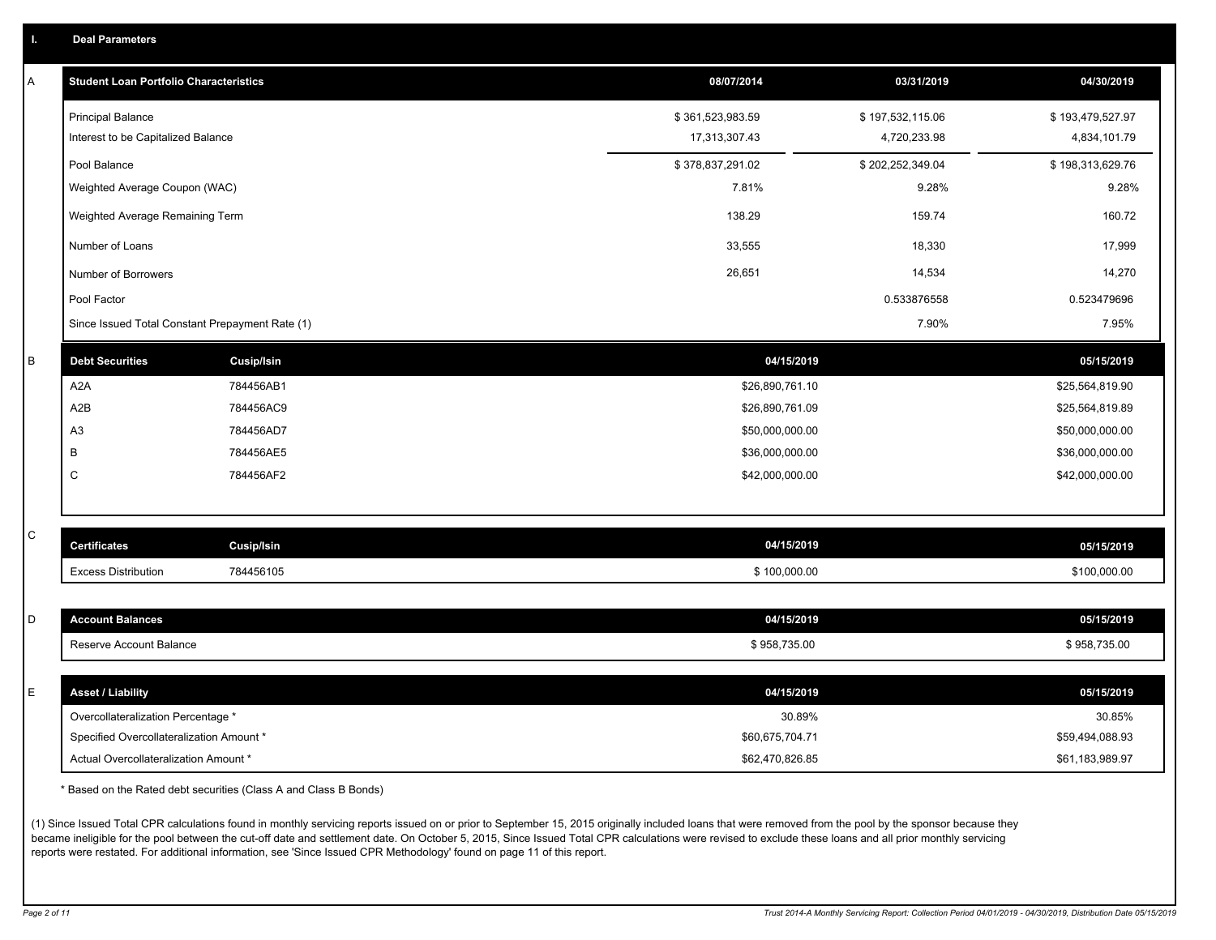## I. Deal Parameters

### A

| Student Loan Portfolio Characteristics | 08/07/2014 | 03/31/2019 | 04/30/2019 |
|---|---|---|---|
| Principal Balance | $ 361,523,983.59 | $ 197,532,115.06 | $ 193,479,527.97 |
| Interest to be Capitalized Balance | 17,313,307.43 | 4,720,233.98 | 4,834,101.79 |
| Pool Balance | $ 378,837,291.02 | $ 202,252,349.04 | $ 198,313,629.76 |
| Weighted Average Coupon (WAC) | 7.81% | 9.28% | 9.28% |
| Weighted Average Remaining Term | 138.29 | 159.74 | 160.72 |
| Number of Loans | 33,555 | 18,330 | 17,999 |
| Number of Borrowers | 26,651 | 14,534 | 14,270 |
| Pool Factor | | 0.533876558 | 0.523479696 |
| Since Issued Total Constant Prepayment Rate (1) | | 7.90% | 7.95% |

### B

| Debt Securities | Cusip/Isin | 04/15/2019 | 05/15/2019 |
|---|---|---|---|
| A2A | 784456AB1 | $26,890,761.10 | $25,564,819.90 |
| A2B | 784456AC9 | $26,890,761.09 | $25,564,819.89 |
| A3 | 784456AD7 | $50,000,000.00 | $50,000,000.00 |
| B | 784456AE5 | $36,000,000.00 | $36,000,000.00 |
| C | 784456AF2 | $42,000,000.00 | $42,000,000.00 |

### C

| Certificates | Cusip/Isin | 04/15/2019 | 05/15/2019 |
|---|---|---|---|
| Excess Distribution | 784456105 | $ 100,000.00 | $100,000.00 |

### D

| Account Balances | 04/15/2019 | 05/15/2019 |
|---|---|---|
| Reserve Account Balance | $ 958,735.00 | $ 958,735.00 |

### E

| Asset / Liability | 04/15/2019 | 05/15/2019 |
|---|---|---|
| Overcollateralization Percentage * | 30.89% | 30.85% |
| Specified Overcollateralization Amount * | $60,675,704.71 | $59,494,088.93 |
| Actual Overcollateralization Amount * | $62,470,826.85 | $61,183,989.97 |

* Based on the Rated debt securities (Class A and Class B Bonds)

(1) Since Issued Total CPR calculations found in monthly servicing reports issued on or prior to September 15, 2015 originally included loans that were removed from the pool by the sponsor because they became ineligible for the pool between the cut-off date and settlement date. On October 5, 2015, Since Issued Total CPR calculations were revised to exclude these loans and all prior monthly servicing reports were restated. For additional information, see 'Since Issued CPR Methodology' found on page 11 of this report.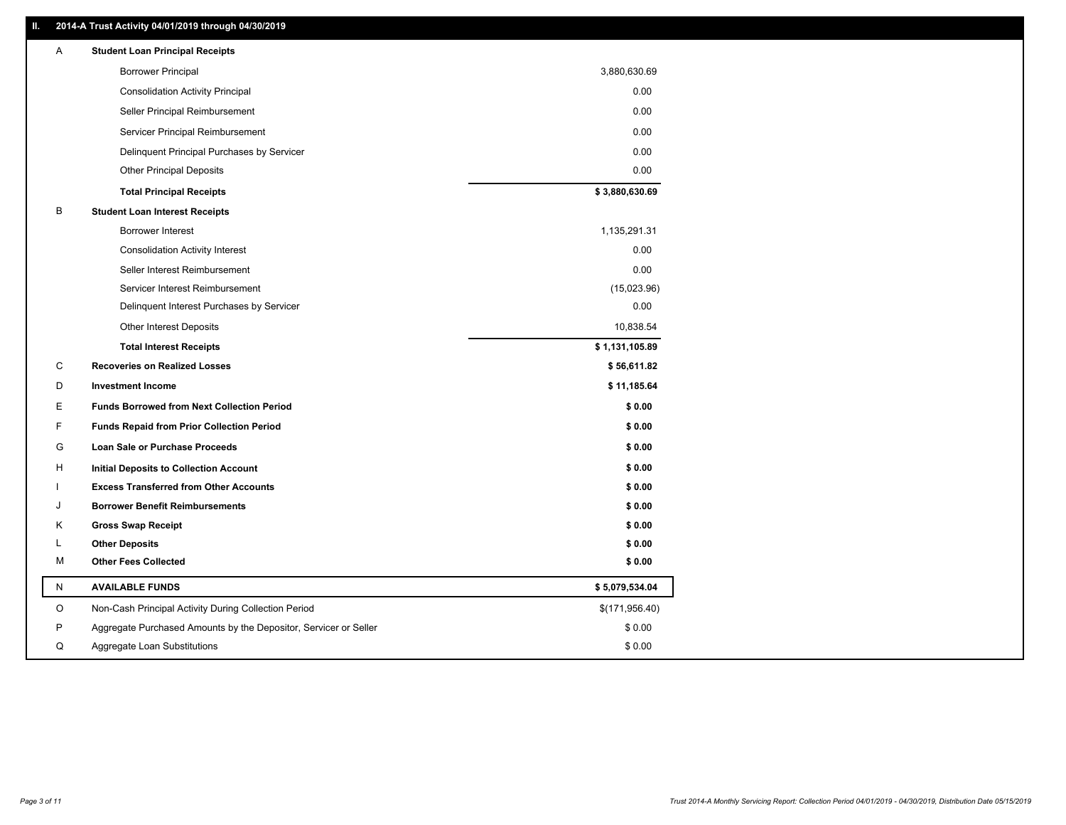## II. 2014-A Trust Activity 04/01/2019 through 04/30/2019

| | | |
|---|---|---|
| A | **Student Loan Principal Receipts** | |
| | Borrower Principal | 3,880,630.69 |
| | Consolidation Activity Principal | 0.00 |
| | Seller Principal Reimbursement | 0.00 |
| | Servicer Principal Reimbursement | 0.00 |
| | Delinquent Principal Purchases by Servicer | 0.00 |
| | Other Principal Deposits | 0.00 |
| | **Total Principal Receipts** | **$ 3,880,630.69** |
| B | **Student Loan Interest Receipts** | |
| | Borrower Interest | 1,135,291.31 |
| | Consolidation Activity Interest | 0.00 |
| | Seller Interest Reimbursement | 0.00 |
| | Servicer Interest Reimbursement | (15,023.96) |
| | Delinquent Interest Purchases by Servicer | 0.00 |
| | Other Interest Deposits | 10,838.54 |
| | **Total Interest Receipts** | **$ 1,131,105.89** |
| C | **Recoveries on Realized Losses** | **$ 56,611.82** |
| D | **Investment Income** | **$ 11,185.64** |
| E | **Funds Borrowed from Next Collection Period** | **$ 0.00** |
| F | **Funds Repaid from Prior Collection Period** | **$ 0.00** |
| G | **Loan Sale or Purchase Proceeds** | **$ 0.00** |
| H | **Initial Deposits to Collection Account** | **$ 0.00** |
| I | **Excess Transferred from Other Accounts** | **$ 0.00** |
| J | **Borrower Benefit Reimbursements** | **$ 0.00** |
| K | **Gross Swap Receipt** | **$ 0.00** |
| L | **Other Deposits** | **$ 0.00** |
| M | **Other Fees Collected** | **$ 0.00** |
| N | **AVAILABLE FUNDS** | **$ 5,079,534.04** |
| O | Non-Cash Principal Activity During Collection Period | $(171,956.40) |
| P | Aggregate Purchased Amounts by the Depositor, Servicer or Seller | $ 0.00 |
| Q | Aggregate Loan Substitutions | $ 0.00 |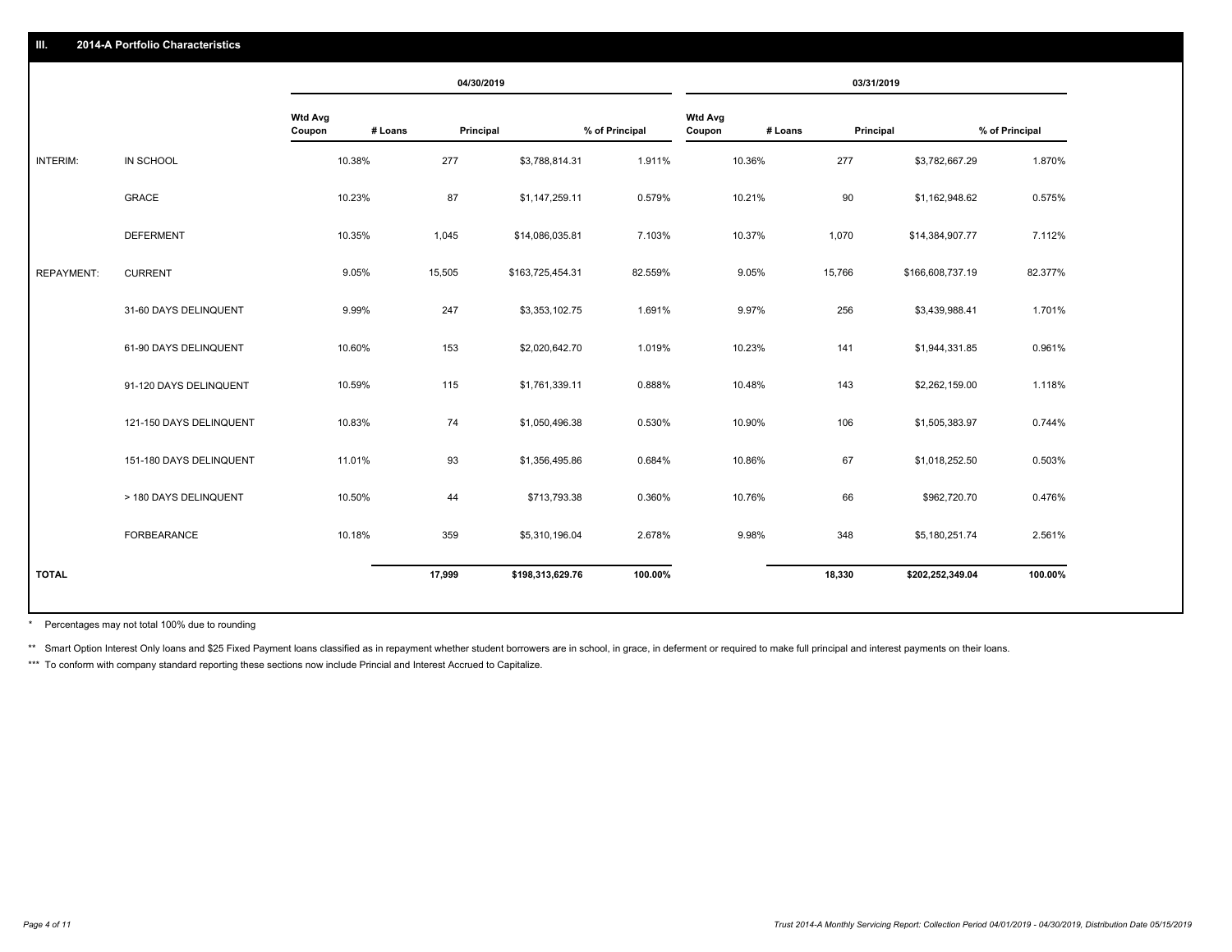## III. 2014-A Portfolio Characteristics

| | | 04/30/2019 | | | | 03/31/2019 | | | |
|---|---|---|---|---|---|---|---|---|---|
| | | Wtd Avg Coupon | # Loans | Principal | % of Principal | Wtd Avg Coupon | # Loans | Principal | % of Principal |
| INTERIM: | IN SCHOOL | 10.38% | 277 | $3,788,814.31 | 1.911% | 10.36% | 277 | $3,782,667.29 | 1.870% |
| | GRACE | 10.23% | 87 | $1,147,259.11 | 0.579% | 10.21% | 90 | $1,162,948.62 | 0.575% |
| | DEFERMENT | 10.35% | 1,045 | $14,086,035.81 | 7.103% | 10.37% | 1,070 | $14,384,907.77 | 7.112% |
| REPAYMENT: | CURRENT | 9.05% | 15,505 | $163,725,454.31 | 82.559% | 9.05% | 15,766 | $166,608,737.19 | 82.377% |
| | 31-60 DAYS DELINQUENT | 9.99% | 247 | $3,353,102.75 | 1.691% | 9.97% | 256 | $3,439,988.41 | 1.701% |
| | 61-90 DAYS DELINQUENT | 10.60% | 153 | $2,020,642.70 | 1.019% | 10.23% | 141 | $1,944,331.85 | 0.961% |
| | 91-120 DAYS DELINQUENT | 10.59% | 115 | $1,761,339.11 | 0.888% | 10.48% | 143 | $2,262,159.00 | 1.118% |
| | 121-150 DAYS DELINQUENT | 10.83% | 74 | $1,050,496.38 | 0.530% | 10.90% | 106 | $1,505,383.97 | 0.744% |
| | 151-180 DAYS DELINQUENT | 11.01% | 93 | $1,356,495.86 | 0.684% | 10.86% | 67 | $1,018,252.50 | 0.503% |
| | > 180 DAYS DELINQUENT | 10.50% | 44 | $713,793.38 | 0.360% | 10.76% | 66 | $962,720.70 | 0.476% |
| | FORBEARANCE | 10.18% | 359 | $5,310,196.04 | 2.678% | 9.98% | 348 | $5,180,251.74 | 2.561% |
| TOTAL | | | 17,999 | $198,313,629.76 | 100.00% | | 18,330 | $202,252,349.04 | 100.00% |

\* Percentages may not total 100% due to rounding

\*\* Smart Option Interest Only loans and $25 Fixed Payment loans classified as in repayment whether student borrowers are in school, in grace, in deferment or required to make full principal and interest payments on their loans.

\*\*\* To conform with company standard reporting these sections now include Princial and Interest Accrued to Capitalize.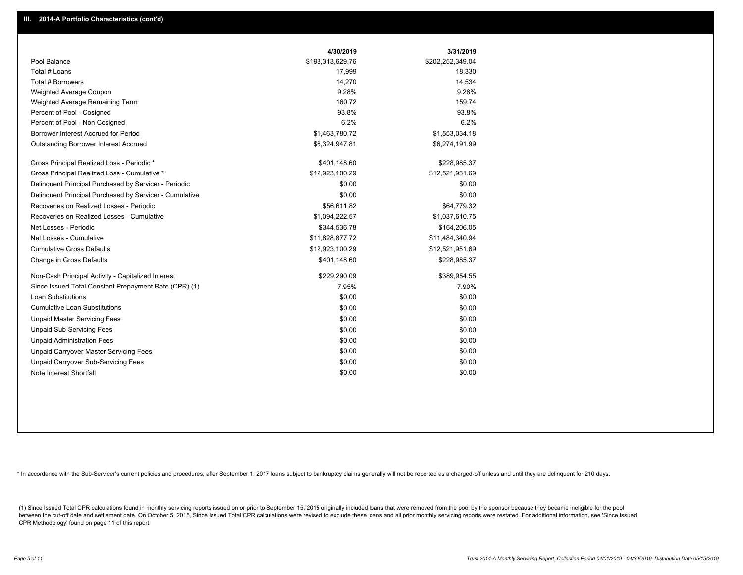## III. 2014-A Portfolio Characteristics (cont'd)

| | 4/30/2019 | 3/31/2019 |
|---|---|---|
| Pool Balance | $198,313,629.76 | $202,252,349.04 |
| Total # Loans | 17,999 | 18,330 |
| Total # Borrowers | 14,270 | 14,534 |
| Weighted Average Coupon | 9.28% | 9.28% |
| Weighted Average Remaining Term | 160.72 | 159.74 |
| Percent of Pool - Cosigned | 93.8% | 93.8% |
| Percent of Pool - Non Cosigned | 6.2% | 6.2% |
| Borrower Interest Accrued for Period | $1,463,780.72 | $1,553,034.18 |
| Outstanding Borrower Interest Accrued | $6,324,947.81 | $6,274,191.99 |
| Gross Principal Realized Loss - Periodic * | $401,148.60 | $228,985.37 |
| Gross Principal Realized Loss - Cumulative * | $12,923,100.29 | $12,521,951.69 |
| Delinquent Principal Purchased by Servicer - Periodic | $0.00 | $0.00 |
| Delinquent Principal Purchased by Servicer - Cumulative | $0.00 | $0.00 |
| Recoveries on Realized Losses - Periodic | $56,611.82 | $64,779.32 |
| Recoveries on Realized Losses - Cumulative | $1,094,222.57 | $1,037,610.75 |
| Net Losses - Periodic | $344,536.78 | $164,206.05 |
| Net Losses - Cumulative | $11,828,877.72 | $11,484,340.94 |
| Cumulative Gross Defaults | $12,923,100.29 | $12,521,951.69 |
| Change in Gross Defaults | $401,148.60 | $228,985.37 |
| Non-Cash Principal Activity - Capitalized Interest | $229,290.09 | $389,954.55 |
| Since Issued Total Constant Prepayment Rate (CPR) (1) | 7.95% | 7.90% |
| Loan Substitutions | $0.00 | $0.00 |
| Cumulative Loan Substitutions | $0.00 | $0.00 |
| Unpaid Master Servicing Fees | $0.00 | $0.00 |
| Unpaid Sub-Servicing Fees | $0.00 | $0.00 |
| Unpaid Administration Fees | $0.00 | $0.00 |
| Unpaid Carryover Master Servicing Fees | $0.00 | $0.00 |
| Unpaid Carryover Sub-Servicing Fees | $0.00 | $0.00 |
| Note Interest Shortfall | $0.00 | $0.00 |

* In accordance with the Sub-Servicer's current policies and procedures, after September 1, 2017 loans subject to bankruptcy claims generally will not be reported as a charged-off unless and until they are delinquent for 210 days.

(1) Since Issued Total CPR calculations found in monthly servicing reports issued on or prior to September 15, 2015 originally included loans that were removed from the pool by the sponsor because they became ineligible for the pool between the cut-off date and settlement date. On October 5, 2015, Since Issued Total CPR calculations were revised to exclude these loans and all prior monthly servicing reports were restated. For additional information, see 'Since Issued CPR Methodology' found on page 11 of this report.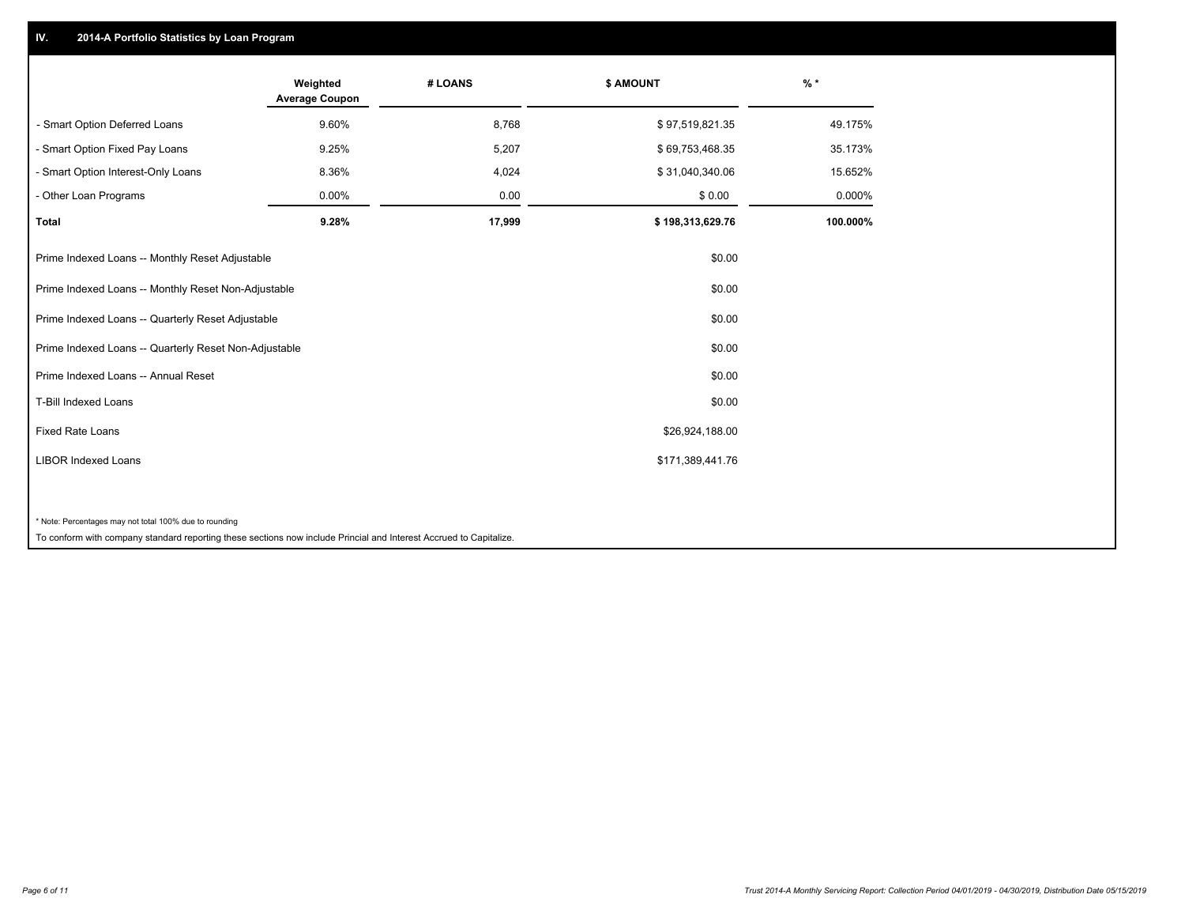## IV. 2014-A Portfolio Statistics by Loan Program

| | Weighted Average Coupon | # LOANS | $ AMOUNT | % * |
|---|---|---|---|---|
| - Smart Option Deferred Loans | 9.60% | 8,768 | $ 97,519,821.35 | 49.175% |
| - Smart Option Fixed Pay Loans | 9.25% | 5,207 | $ 69,753,468.35 | 35.173% |
| - Smart Option Interest-Only Loans | 8.36% | 4,024 | $ 31,040,340.06 | 15.652% |
| - Other Loan Programs | 0.00% | 0.00 | $ 0.00 | 0.000% |
| **Total** | **9.28%** | **17,999** | **$ 198,313,629.76** | **100.000%** |

| | |
|---|---|
| Prime Indexed Loans -- Monthly Reset Adjustable | $0.00 |
| Prime Indexed Loans -- Monthly Reset Non-Adjustable | $0.00 |
| Prime Indexed Loans -- Quarterly Reset Adjustable | $0.00 |
| Prime Indexed Loans -- Quarterly Reset Non-Adjustable | $0.00 |
| Prime Indexed Loans -- Annual Reset | $0.00 |
| T-Bill Indexed Loans | $0.00 |
| Fixed Rate Loans | $26,924,188.00 |
| LIBOR Indexed Loans | $171,389,441.76 |

* Note: Percentages may not total 100% due to rounding

To conform with company standard reporting these sections now include Princial and Interest Accrued to Capitalize.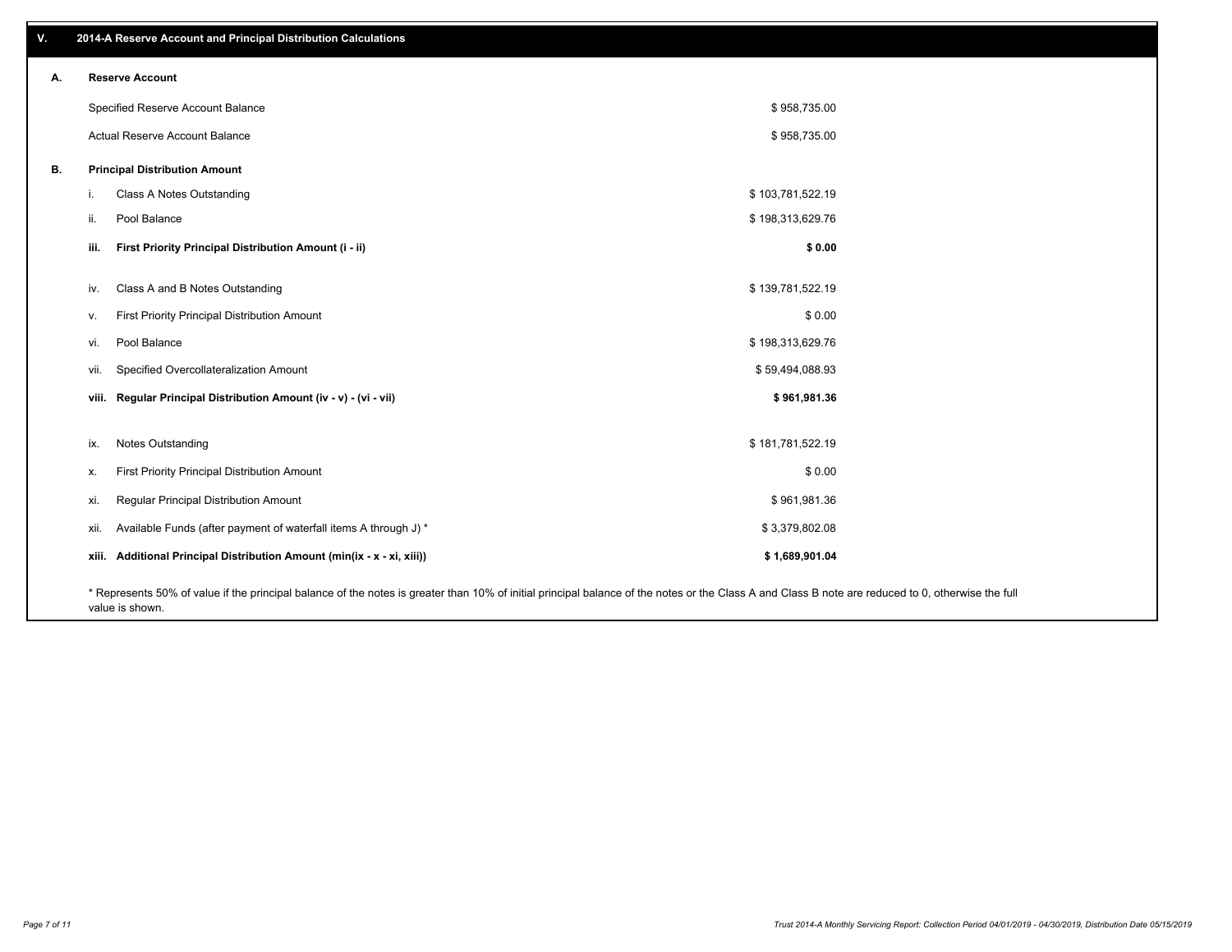## V. 2014-A Reserve Account and Principal Distribution Calculations

### A. Reserve Account

| | |
|---|---|
| Specified Reserve Account Balance | $ 958,735.00 |
| Actual Reserve Account Balance | $ 958,735.00 |

### B. Principal Distribution Amount

| | | |
|---|---|---|
| i. | Class A Notes Outstanding | $ 103,781,522.19 |
| ii. | Pool Balance | $ 198,313,629.76 |
| **iii.** | **First Priority Principal Distribution Amount (i - ii)** | **$ 0.00** |
| iv. | Class A and B Notes Outstanding | $ 139,781,522.19 |
| v. | First Priority Principal Distribution Amount | $ 0.00 |
| vi. | Pool Balance | $ 198,313,629.76 |
| vii. | Specified Overcollateralization Amount | $ 59,494,088.93 |
| **viii.** | **Regular Principal Distribution Amount (iv - v) - (vi - vii)** | **$ 961,981.36** |
| ix. | Notes Outstanding | $ 181,781,522.19 |
| x. | First Priority Principal Distribution Amount | $ 0.00 |
| xi. | Regular Principal Distribution Amount | $ 961,981.36 |
| xii. | Available Funds (after payment of waterfall items A through J) * | $ 3,379,802.08 |
| **xiii.** | **Additional Principal Distribution Amount (min(ix - x - xi, xiii))** | **$ 1,689,901.04** |

* Represents 50% of value if the principal balance of the notes is greater than 10% of initial principal balance of the notes or the Class A and Class B note are reduced to 0, otherwise the full value is shown.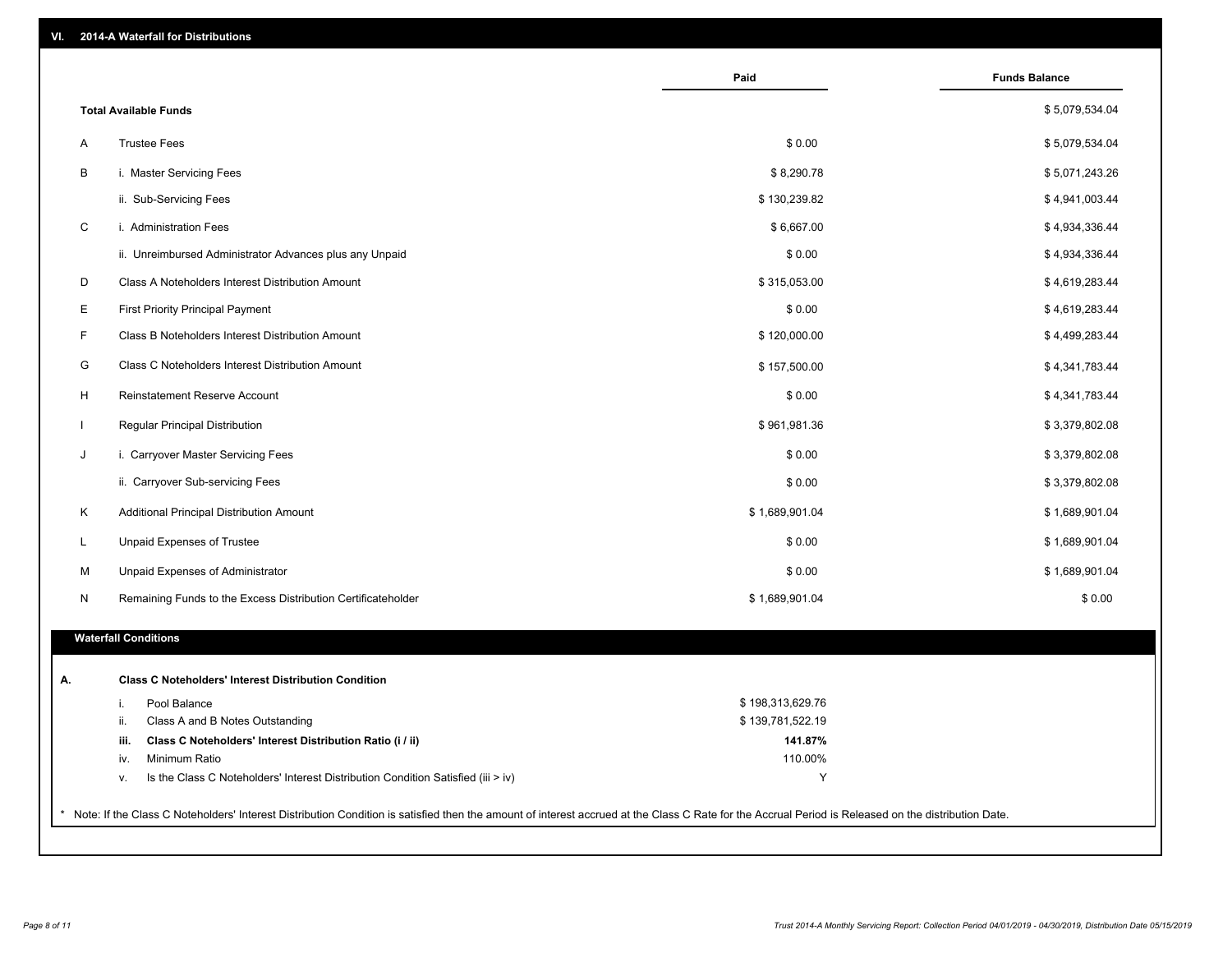## VI. 2014-A Waterfall for Distributions

| | | Paid | Funds Balance |
|---|---|---|---|
| | **Total Available Funds** | | $ 5,079,534.04 |
| A | Trustee Fees | $ 0.00 | $ 5,079,534.04 |
| B | i. Master Servicing Fees | $ 8,290.78 | $ 5,071,243.26 |
| | ii. Sub-Servicing Fees | $ 130,239.82 | $ 4,941,003.44 |
| C | i. Administration Fees | $ 6,667.00 | $ 4,934,336.44 |
| | ii. Unreimbursed Administrator Advances plus any Unpaid | $ 0.00 | $ 4,934,336.44 |
| D | Class A Noteholders Interest Distribution Amount | $ 315,053.00 | $ 4,619,283.44 |
| E | First Priority Principal Payment | $ 0.00 | $ 4,619,283.44 |
| F | Class B Noteholders Interest Distribution Amount | $ 120,000.00 | $ 4,499,283.44 |
| G | Class C Noteholders Interest Distribution Amount | $ 157,500.00 | $ 4,341,783.44 |
| H | Reinstatement Reserve Account | $ 0.00 | $ 4,341,783.44 |
| I | Regular Principal Distribution | $ 961,981.36 | $ 3,379,802.08 |
| J | i. Carryover Master Servicing Fees | $ 0.00 | $ 3,379,802.08 |
| | ii. Carryover Sub-servicing Fees | $ 0.00 | $ 3,379,802.08 |
| K | Additional Principal Distribution Amount | $ 1,689,901.04 | $ 1,689,901.04 |
| L | Unpaid Expenses of Trustee | $ 0.00 | $ 1,689,901.04 |
| M | Unpaid Expenses of Administrator | $ 0.00 | $ 1,689,901.04 |
| N | Remaining Funds to the Excess Distribution Certificateholder | $ 1,689,901.04 | $ 0.00 |

### Waterfall Conditions

| | | | |
|---|---|---|---|
| **A.** | | **Class C Noteholders' Interest Distribution Condition** | |
| | i. | Pool Balance | $ 198,313,629.76 |
| | ii. | Class A and B Notes Outstanding | $ 139,781,522.19 |
| | **iii.** | **Class C Noteholders' Interest Distribution Ratio (i / ii)** | **141.87%** |
| | iv. | Minimum Ratio | 110.00% |
| | v. | Is the Class C Noteholders' Interest Distribution Condition Satisfied (iii > iv) | Y |

* Note: If the Class C Noteholders' Interest Distribution Condition is satisfied then the amount of interest accrued at the Class C Rate for the Accrual Period is Released on the distribution Date.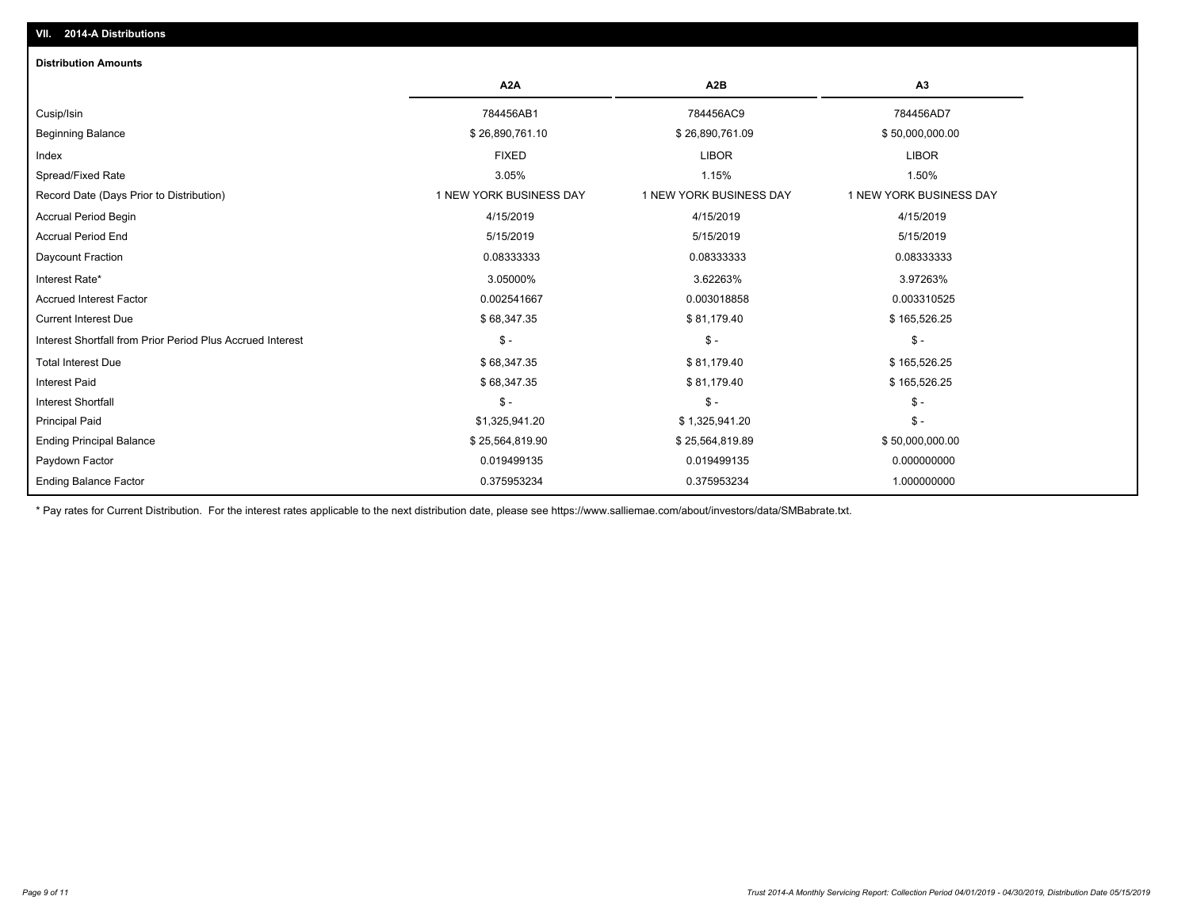## VII. 2014-A Distributions

### Distribution Amounts

| | A2A | A2B | A3 |
|---|---|---|---|
| Cusip/Isin | 784456AB1 | 784456AC9 | 784456AD7 |
| Beginning Balance | $ 26,890,761.10 | $ 26,890,761.09 | $ 50,000,000.00 |
| Index | FIXED | LIBOR | LIBOR |
| Spread/Fixed Rate | 3.05% | 1.15% | 1.50% |
| Record Date (Days Prior to Distribution) | 1 NEW YORK BUSINESS DAY | 1 NEW YORK BUSINESS DAY | 1 NEW YORK BUSINESS DAY |
| Accrual Period Begin | 4/15/2019 | 4/15/2019 | 4/15/2019 |
| Accrual Period End | 5/15/2019 | 5/15/2019 | 5/15/2019 |
| Daycount Fraction | 0.08333333 | 0.08333333 | 0.08333333 |
| Interest Rate* | 3.05000% | 3.62263% | 3.97263% |
| Accrued Interest Factor | 0.002541667 | 0.003018858 | 0.003310525 |
| Current Interest Due | $ 68,347.35 | $ 81,179.40 | $ 165,526.25 |
| Interest Shortfall from Prior Period Plus Accrued Interest | $ - | $ - | $ - |
| Total Interest Due | $ 68,347.35 | $ 81,179.40 | $ 165,526.25 |
| Interest Paid | $ 68,347.35 | $ 81,179.40 | $ 165,526.25 |
| Interest Shortfall | $ - | $ - | $ - |
| Principal Paid | $1,325,941.20 | $ 1,325,941.20 | $ - |
| Ending Principal Balance | $ 25,564,819.90 | $ 25,564,819.89 | $ 50,000,000.00 |
| Paydown Factor | 0.019499135 | 0.019499135 | 0.000000000 |
| Ending Balance Factor | 0.375953234 | 0.375953234 | 1.000000000 |

* Pay rates for Current Distribution. For the interest rates applicable to the next distribution date, please see https://www.salliemae.com/about/investors/data/SMBabrate.txt.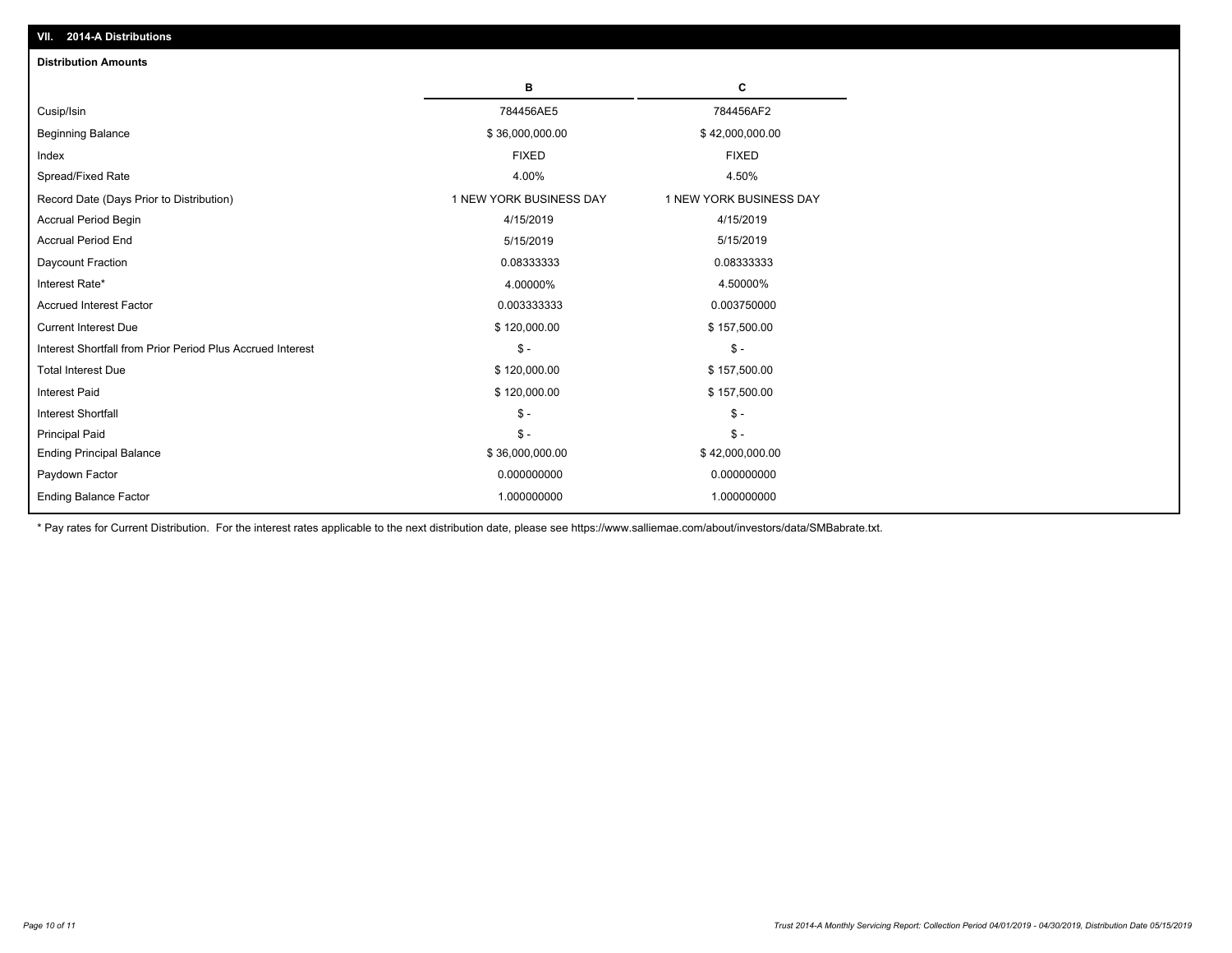## VII. 2014-A Distributions

### Distribution Amounts

| | B | C |
|---|---|---|
| Cusip/Isin | 784456AE5 | 784456AF2 |
| Beginning Balance | $ 36,000,000.00 | $ 42,000,000.00 |
| Index | FIXED | FIXED |
| Spread/Fixed Rate | 4.00% | 4.50% |
| Record Date (Days Prior to Distribution) | 1 NEW YORK BUSINESS DAY | 1 NEW YORK BUSINESS DAY |
| Accrual Period Begin | 4/15/2019 | 4/15/2019 |
| Accrual Period End | 5/15/2019 | 5/15/2019 |
| Daycount Fraction | 0.08333333 | 0.08333333 |
| Interest Rate* | 4.00000% | 4.50000% |
| Accrued Interest Factor | 0.003333333 | 0.003750000 |
| Current Interest Due | $ 120,000.00 | $ 157,500.00 |
| Interest Shortfall from Prior Period Plus Accrued Interest | $ - | $ - |
| Total Interest Due | $ 120,000.00 | $ 157,500.00 |
| Interest Paid | $ 120,000.00 | $ 157,500.00 |
| Interest Shortfall | $ - | $ - |
| Principal Paid | $ - | $ - |
| Ending Principal Balance | $ 36,000,000.00 | $ 42,000,000.00 |
| Paydown Factor | 0.000000000 | 0.000000000 |
| Ending Balance Factor | 1.000000000 | 1.000000000 |

* Pay rates for Current Distribution. For the interest rates applicable to the next distribution date, please see https://www.salliemae.com/about/investors/data/SMBabrate.txt.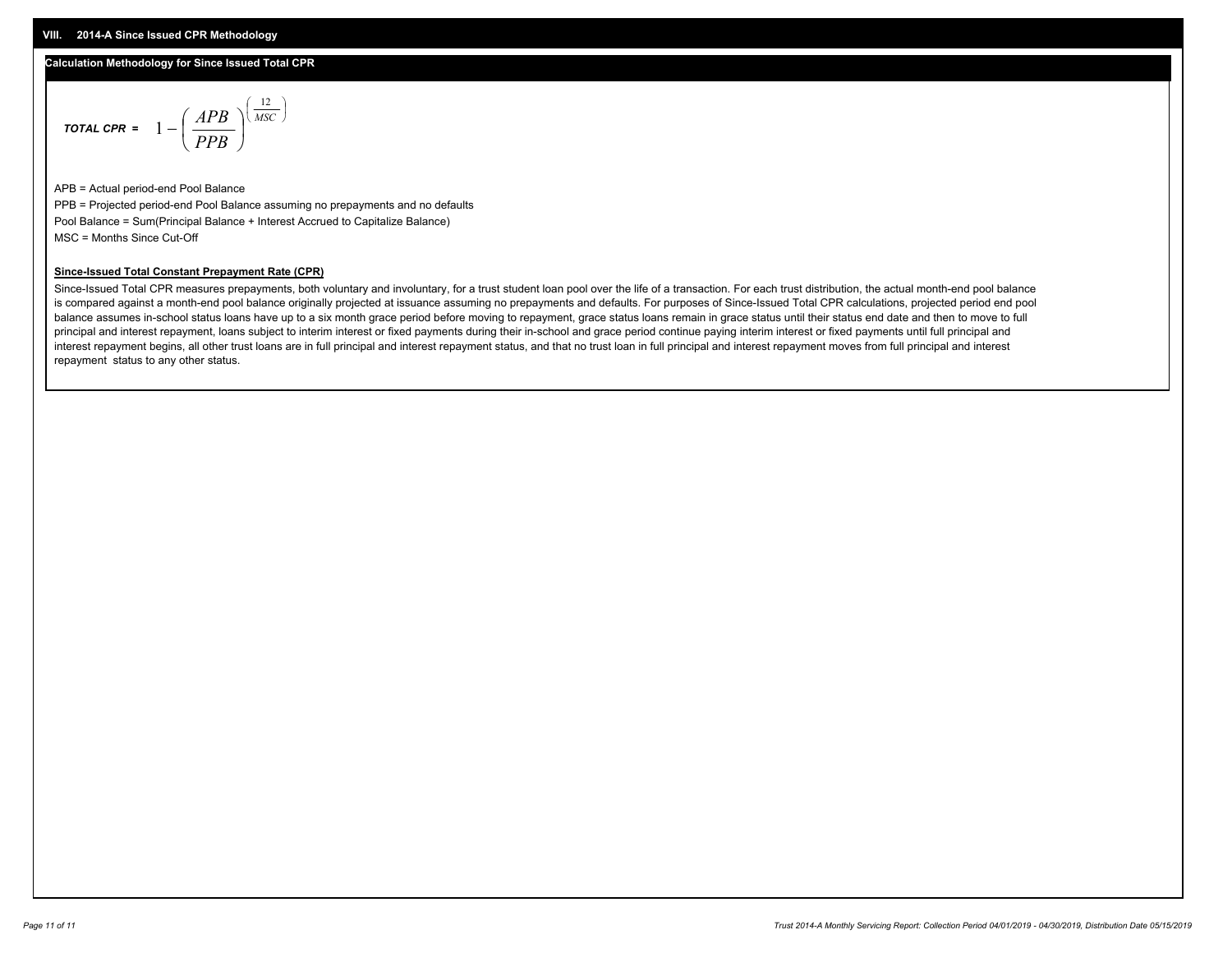## VIII. 2014-A Since Issued CPR Methodology

### Calculation Methodology for Since Issued Total CPR

$$\textbf{TOTAL CPR} = 1 - \left(\frac{APB}{PPB}\right)^{\left(\frac{12}{MSC}\right)}$$

APB = Actual period-end Pool Balance

PPB = Projected period-end Pool Balance assuming no prepayments and no defaults

Pool Balance = Sum(Principal Balance + Interest Accrued to Capitalize Balance)

MSC = Months Since Cut-Off

**Since-Issued Total Constant Prepayment Rate (CPR)**

Since-Issued Total CPR measures prepayments, both voluntary and involuntary, for a trust student loan pool over the life of a transaction. For each trust distribution, the actual month-end pool balance is compared against a month-end pool balance originally projected at issuance assuming no prepayments and defaults. For purposes of Since-Issued Total CPR calculations, projected period end pool balance assumes in-school status loans have up to a six month grace period before moving to repayment, grace status loans remain in grace status until their status end date and then to move to full principal and interest repayment, loans subject to interim interest or fixed payments during their in-school and grace period continue paying interim interest or fixed payments until full principal and interest repayment begins, all other trust loans are in full principal and interest repayment status, and that no trust loan in full principal and interest repayment moves from full principal and interest repayment status to any other status.